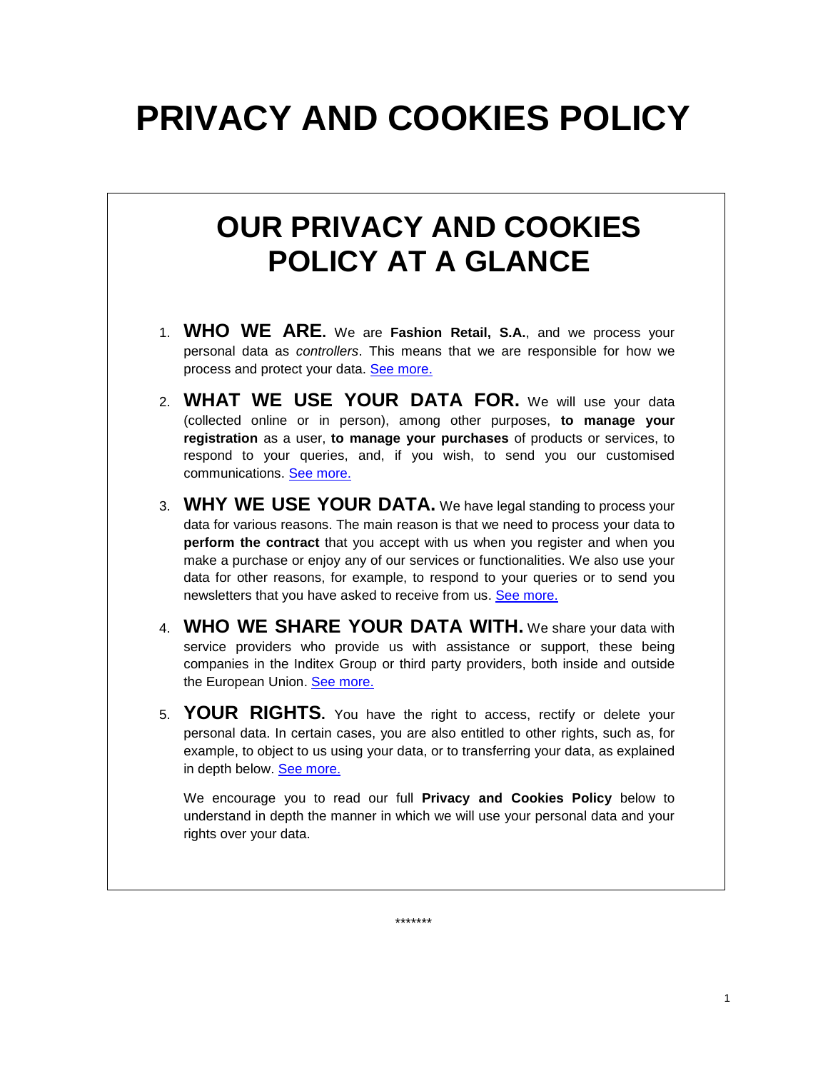# PRIVACY AND COOKIES POLICY

## OUR PRIVACY AND COOKIES POLICY AT A GLANCE

1. **WHO WE ARE.** We are **Fashion Retail, S.A.**, and we process your personal data as *controllers*. This means that we are responsible for how we process and protect your data. See more.

2. **WHAT WE USE YOUR DATA FOR.** We will use your data (collected online or in person), among other purposes, **to manage your registration** as a user, **to manage your purchases** of products or services, to respond to your queries, and, if you wish, to send you our customised communications. See more.

3. **WHY WE USE YOUR DATA.** We have legal standing to process your data for various reasons. The main reason is that we need to process your data to **perform the contract** that you accept with us when you register and when you make a purchase or enjoy any of our services or functionalities. We also use your data for other reasons, for example, to respond to your queries or to send you newsletters that you have asked to receive from us. See more.

4. **WHO WE SHARE YOUR DATA WITH.** We share your data with service providers who provide us with assistance or support, these being companies in the Inditex Group or third party providers, both inside and outside the European Union. See more.

5. **YOUR RIGHTS.** You have the right to access, rectify or delete your personal data. In certain cases, you are also entitled to other rights, such as, for example, to object to us using your data, or to transferring your data, as explained in depth below. See more.

   We encourage you to read our full **Privacy and Cookies Policy** below to understand in depth the manner in which we will use your personal data and your rights over your data.

*******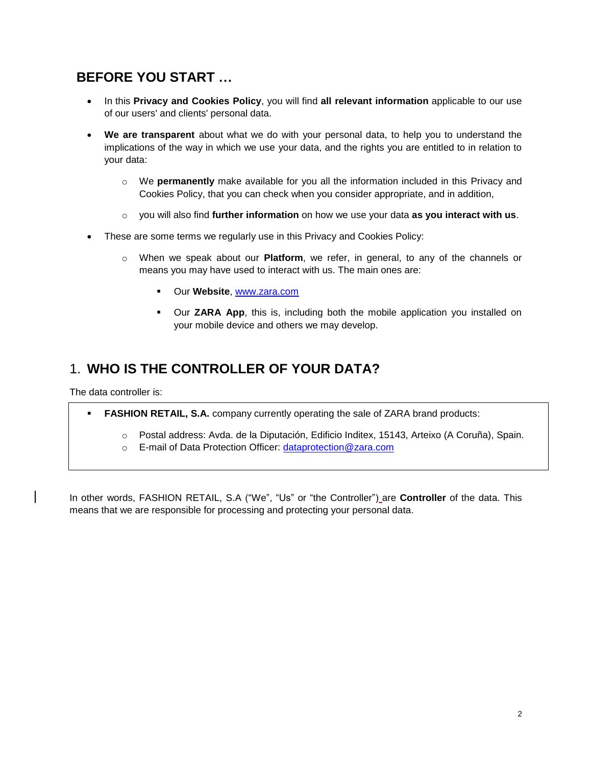## BEFORE YOU START …

- In this **Privacy and Cookies Policy**, you will find **all relevant information** applicable to our use of our users' and clients' personal data.
- **We are transparent** about what we do with your personal data, to help you to understand the implications of the way in which we use your data, and the rights you are entitled to in relation to your data:
  - We **permanently** make available for you all the information included in this Privacy and Cookies Policy, that you can check when you consider appropriate, and in addition,
  - you will also find **further information** on how we use your data **as you interact with us**.
- These are some terms we regularly use in this Privacy and Cookies Policy:
  - When we speak about our **Platform**, we refer, in general, to any of the channels or means you may have used to interact with us. The main ones are:
    - Our **Website**, [www.zara.com](http://www.zara.com)
    - Our **ZARA App**, this is, including both the mobile application you installed on your mobile device and others we may develop.

## 1. WHO IS THE CONTROLLER OF YOUR DATA?

The data controller is:

- **FASHION RETAIL, S.A.** company currently operating the sale of ZARA brand products:
  - Postal address: Avda. de la Diputación, Edificio Inditex, 15143, Arteixo (A Coruña), Spain.
  - E-mail of Data Protection Officer: [dataprotection@zara.com](mailto:dataprotection@zara.com)

In other words, FASHION RETAIL, S.A ("We", "Us" or "the Controller") are **Controller** of the data. This means that we are responsible for processing and protecting your personal data.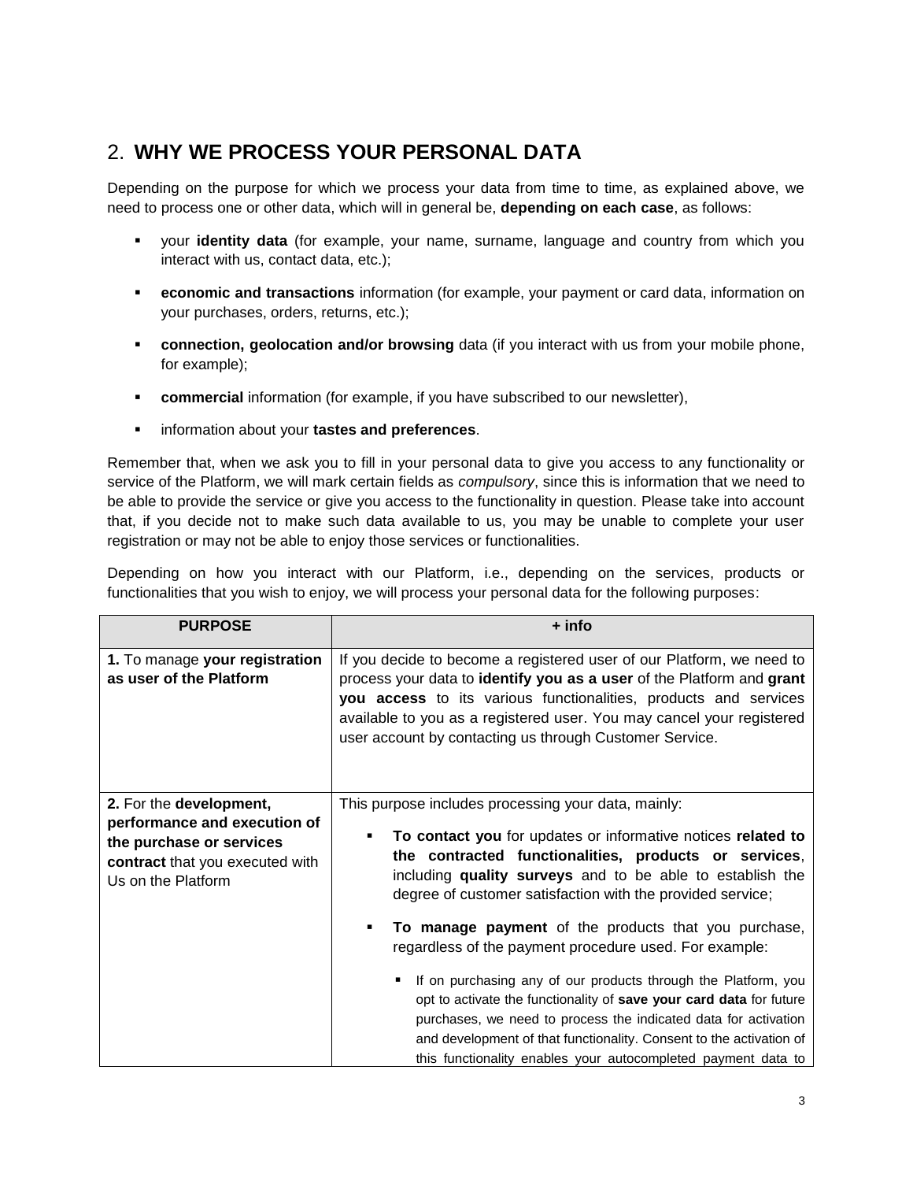## 2. WHY WE PROCESS YOUR PERSONAL DATA

Depending on the purpose for which we process your data from time to time, as explained above, we need to process one or other data, which will in general be, **depending on each case**, as follows:

- your **identity data** (for example, your name, surname, language and country from which you interact with us, contact data, etc.);
- **economic and transactions** information (for example, your payment or card data, information on your purchases, orders, returns, etc.);
- **connection, geolocation and/or browsing** data (if you interact with us from your mobile phone, for example);
- **commercial** information (for example, if you have subscribed to our newsletter),
- information about your **tastes and preferences**.

Remember that, when we ask you to fill in your personal data to give you access to any functionality or service of the Platform, we will mark certain fields as *compulsory*, since this is information that we need to be able to provide the service or give you access to the functionality in question. Please take into account that, if you decide not to make such data available to us, you may be unable to complete your user registration or may not be able to enjoy those services or functionalities.

Depending on how you interact with our Platform, i.e., depending on the services, products or functionalities that you wish to enjoy, we will process your personal data for the following purposes:

| PURPOSE | + info |
|---|---|
| **1.** To manage **your registration as user of the Platform** | If you decide to become a registered user of our Platform, we need to process your data to **identify you as a user** of the Platform and **grant you access** to its various functionalities, products and services available to you as a registered user. You may cancel your registered user account by contacting us through Customer Service. |
| **2.** For the **development, performance and execution of the purchase or services contract** that you executed with Us on the Platform | This purpose includes processing your data, mainly:<br>▪ **To contact you** for updates or informative notices **related to the contracted functionalities, products or services**, including **quality surveys** and to be able to establish the degree of customer satisfaction with the provided service;<br>▪ **To manage payment** of the products that you purchase, regardless of the payment procedure used. For example:<br>▪ If on purchasing any of our products through the Platform, you opt to activate the functionality of **save your card data** for future purchases, we need to process the indicated data for activation and development of that functionality. Consent to the activation of this functionality enables your autocompleted payment data to |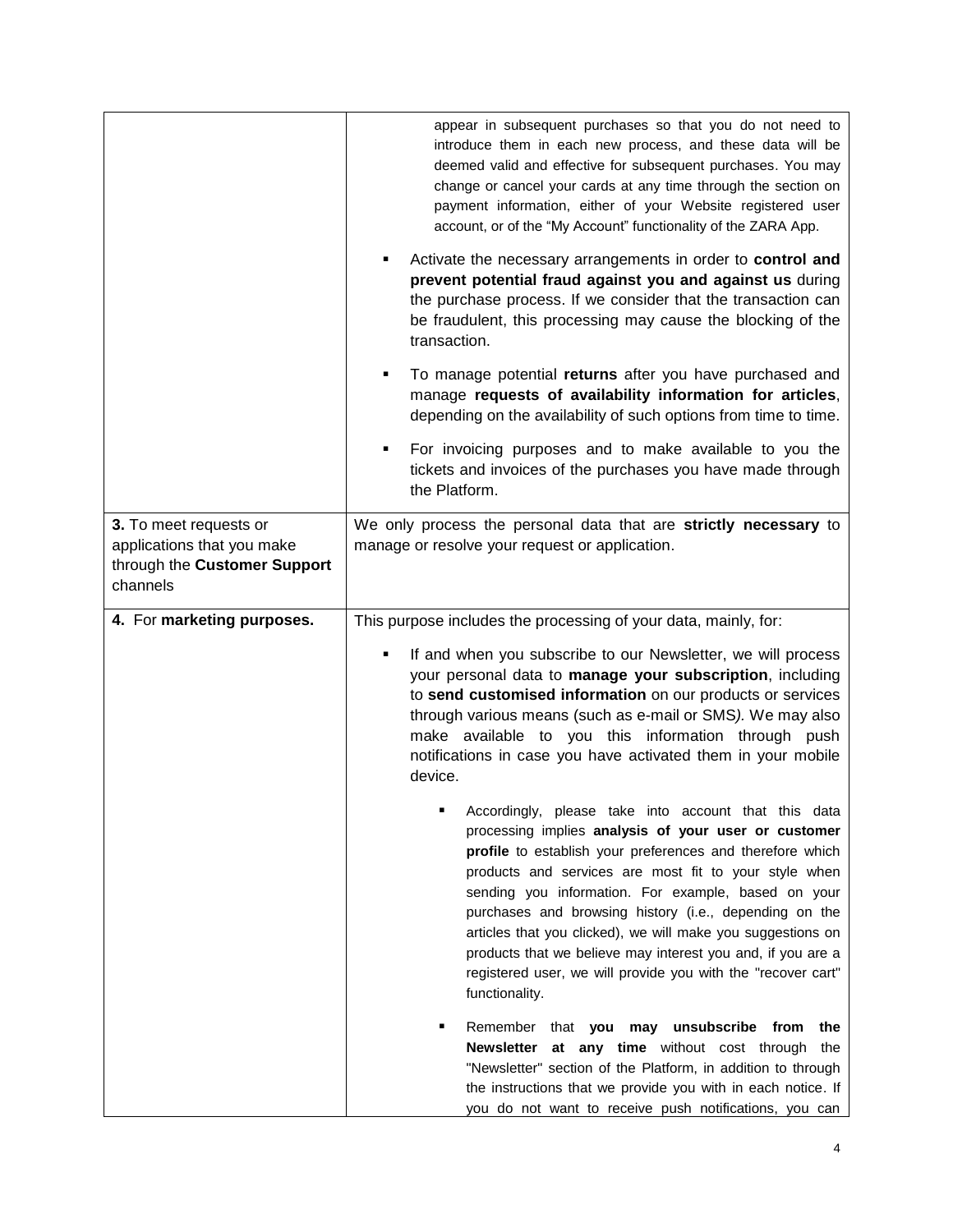| | |
|---|---|
| | appear in subsequent purchases so that you do not need to introduce them in each new process, and these data will be deemed valid and effective for subsequent purchases. You may change or cancel your cards at any time through the section on payment information, either of your Website registered user account, or of the "My Account" functionality of the ZARA App.<br><br>▪ Activate the necessary arrangements in order to **control and prevent potential fraud against you and against us** during the purchase process. If we consider that the transaction can be fraudulent, this processing may cause the blocking of the transaction.<br><br>▪ To manage potential **returns** after you have purchased and manage **requests of availability information for articles**, depending on the availability of such options from time to time.<br><br>▪ For invoicing purposes and to make available to you the tickets and invoices of the purchases you have made through the Platform. |
| **3.** To meet requests or applications that you make through the **Customer Support** channels | We only process the personal data that are **strictly necessary** to manage or resolve your request or application. |
| **4.** For **marketing purposes.** | This purpose includes the processing of your data, mainly, for:<br><br>▪ If and when you subscribe to our Newsletter, we will process your personal data to **manage your subscription**, including to **send customised information** on our products or services through various means (such as e-mail or SMS*).* We may also make available to you this information through push notifications in case you have activated them in your mobile device.<br><br>▪ Accordingly, please take into account that this data processing implies **analysis of your user or customer profile** to establish your preferences and therefore which products and services are most fit to your style when sending you information. For example, based on your purchases and browsing history (i.e., depending on the articles that you clicked), we will make you suggestions on products that we believe may interest you and, if you are a registered user, we will provide you with the "recover cart" functionality.<br><br>▪ Remember that **you may unsubscribe from the Newsletter at any time** without cost through the "Newsletter" section of the Platform, in addition to through the instructions that we provide you with in each notice. If you do not want to receive push notifications, you can |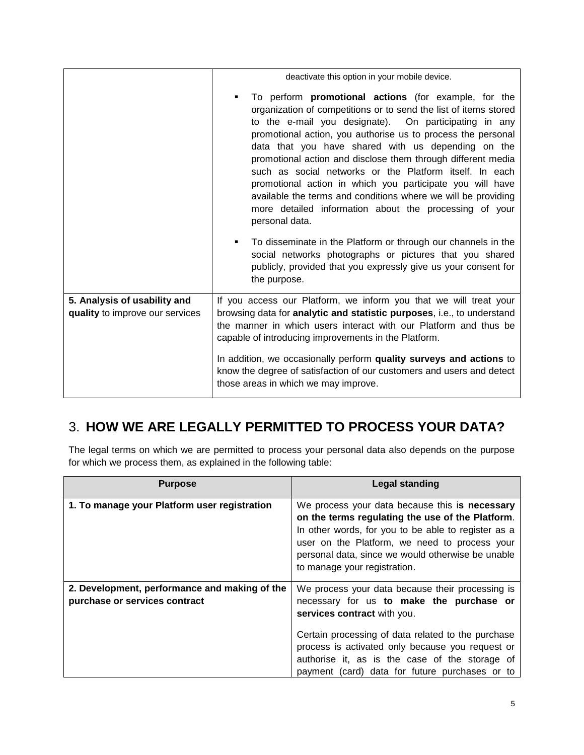| | |
|---|---|
| | deactivate this option in your mobile device.<br><br>▪ To perform **promotional actions** (for example, for the organization of competitions or to send the list of items stored to the e-mail you designate). On participating in any promotional action, you authorise us to process the personal data that you have shared with us depending on the promotional action and disclose them through different media such as social networks or the Platform itself. In each promotional action in which you participate you will have available the terms and conditions where we will be providing more detailed information about the processing of your personal data.<br><br>▪ To disseminate in the Platform or through our channels in the social networks photographs or pictures that you shared publicly, provided that you expressly give us your consent for the purpose. |
| **5. Analysis of usability and quality** to improve our services | If you access our Platform, we inform you that we will treat your browsing data for **analytic and statistic purposes**, i.e., to understand the manner in which users interact with our Platform and thus be capable of introducing improvements in the Platform.<br><br>In addition, we occasionally perform **quality surveys and actions** to know the degree of satisfaction of our customers and users and detect those areas in which we may improve. |

## 3. **HOW WE ARE LEGALLY PERMITTED TO PROCESS YOUR DATA?**

The legal terms on which we are permitted to process your personal data also depends on the purpose for which we process them, as explained in the following table:

| Purpose | Legal standing |
|---|---|
| **1. To manage your Platform user registration** | We process your data because this i**s necessary on the terms regulating the use of the Platform**. In other words, for you to be able to register as a user on the Platform, we need to process your personal data, since we would otherwise be unable to manage your registration. |
| **2. Development, performance and making of the purchase or services contract** | We process your data because their processing is necessary for us **to make the purchase or services contract** with you.<br><br>Certain processing of data related to the purchase process is activated only because you request or authorise it, as is the case of the storage of payment (card) data for future purchases or to |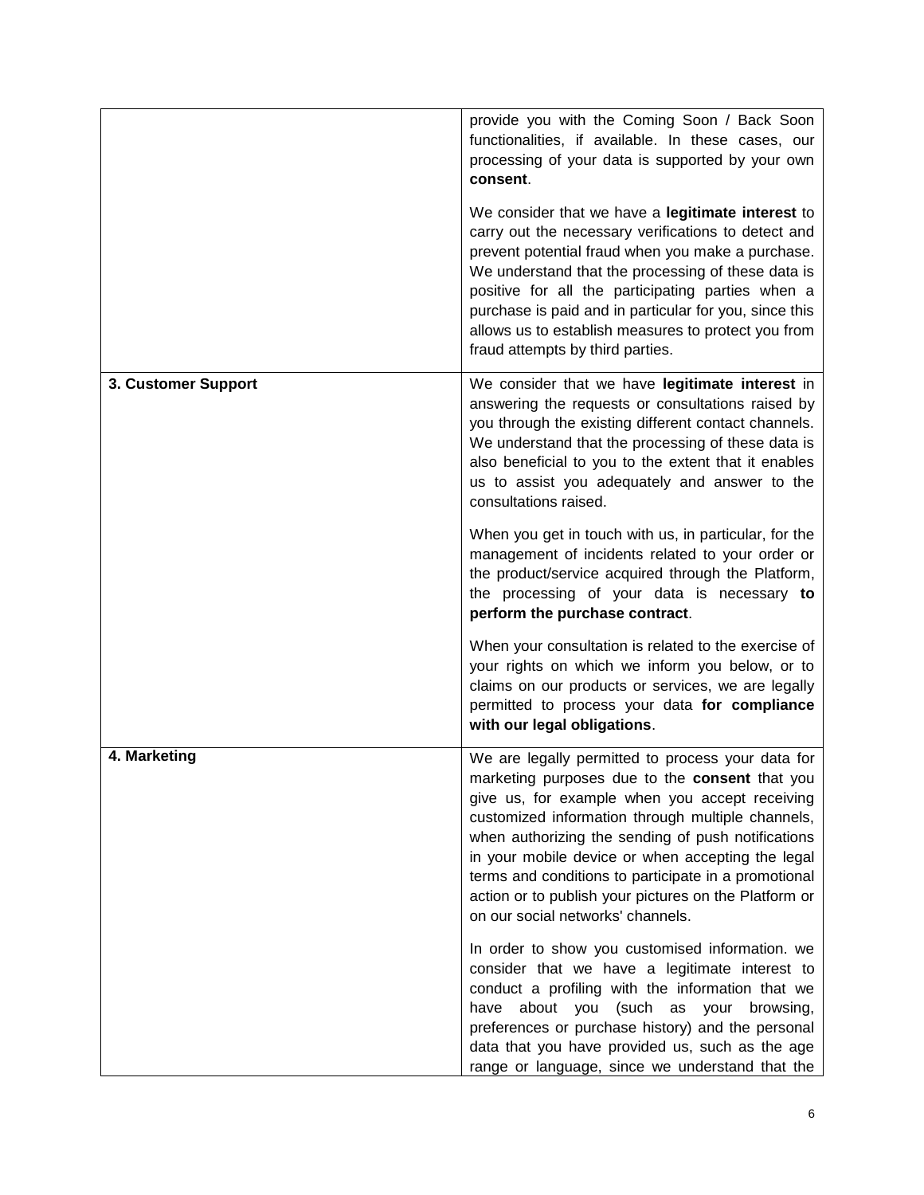| | |
|---|---|
| | provide you with the Coming Soon / Back Soon functionalities, if available. In these cases, our processing of your data is supported by your own **consent**.<br><br>We consider that we have a **legitimate interest** to carry out the necessary verifications to detect and prevent potential fraud when you make a purchase. We understand that the processing of these data is positive for all the participating parties when a purchase is paid and in particular for you, since this allows us to establish measures to protect you from fraud attempts by third parties. |
| **3. Customer Support** | We consider that we have **legitimate interest** in answering the requests or consultations raised by you through the existing different contact channels. We understand that the processing of these data is also beneficial to you to the extent that it enables us to assist you adequately and answer to the consultations raised.<br><br>When you get in touch with us, in particular, for the management of incidents related to your order or the product/service acquired through the Platform, the processing of your data is necessary **to perform the purchase contract**.<br><br>When your consultation is related to the exercise of your rights on which we inform you below, or to claims on our products or services, we are legally permitted to process your data **for compliance with our legal obligations**. |
| **4. Marketing** | We are legally permitted to process your data for marketing purposes due to the **consent** that you give us, for example when you accept receiving customized information through multiple channels, when authorizing the sending of push notifications in your mobile device or when accepting the legal terms and conditions to participate in a promotional action or to publish your pictures on the Platform or on our social networks' channels.<br><br>In order to show you customised information. we consider that we have a legitimate interest to conduct a profiling with the information that we have about you (such as your browsing, preferences or purchase history) and the personal data that you have provided us, such as the age range or language, since we understand that the |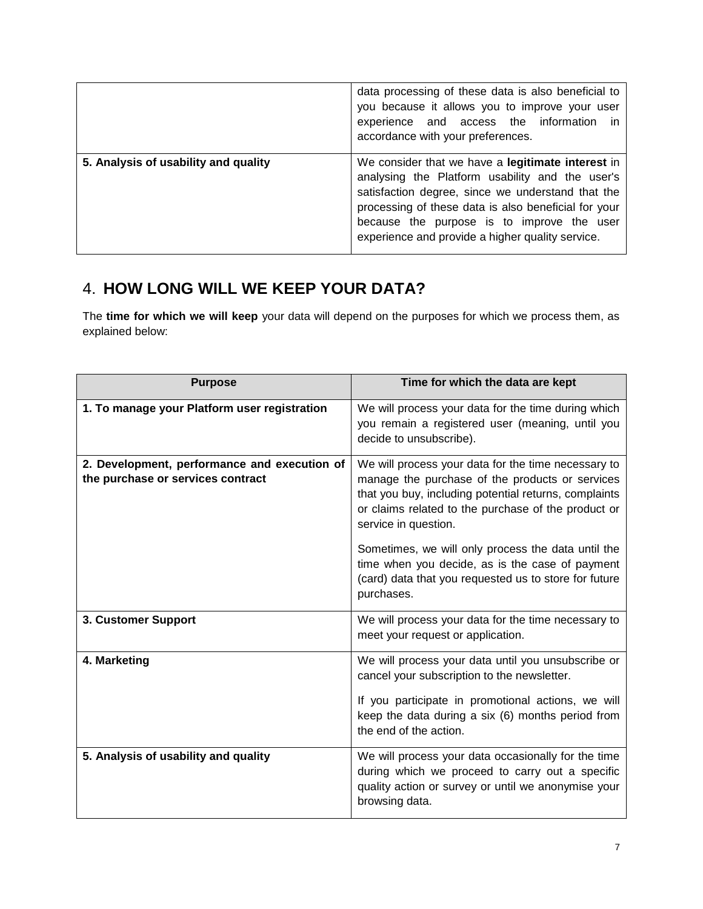| | |
|---|---|
| | data processing of these data is also beneficial to you because it allows you to improve your user experience and access the information in accordance with your preferences. |
| **5. Analysis of usability and quality** | We consider that we have a **legitimate interest** in analysing the Platform usability and the user's satisfaction degree, since we understand that the processing of these data is also beneficial for your because the purpose is to improve the user experience and provide a higher quality service. |

## 4. **HOW LONG WILL WE KEEP YOUR DATA?**

The **time for which we will keep** your data will depend on the purposes for which we process them, as explained below:

| Purpose | Time for which the data are kept |
|---|---|
| **1. To manage your Platform user registration** | We will process your data for the time during which you remain a registered user (meaning, until you decide to unsubscribe). |
| **2. Development, performance and execution of the purchase or services contract** | We will process your data for the time necessary to manage the purchase of the products or services that you buy, including potential returns, complaints or claims related to the purchase of the product or service in question.<br><br>Sometimes, we will only process the data until the time when you decide, as is the case of payment (card) data that you requested us to store for future purchases. |
| **3. Customer Support** | We will process your data for the time necessary to meet your request or application. |
| **4. Marketing** | We will process your data until you unsubscribe or cancel your subscription to the newsletter.<br><br>If you participate in promotional actions, we will keep the data during a six (6) months period from the end of the action. |
| **5. Analysis of usability and quality** | We will process your data occasionally for the time during which we proceed to carry out a specific quality action or survey or until we anonymise your browsing data. |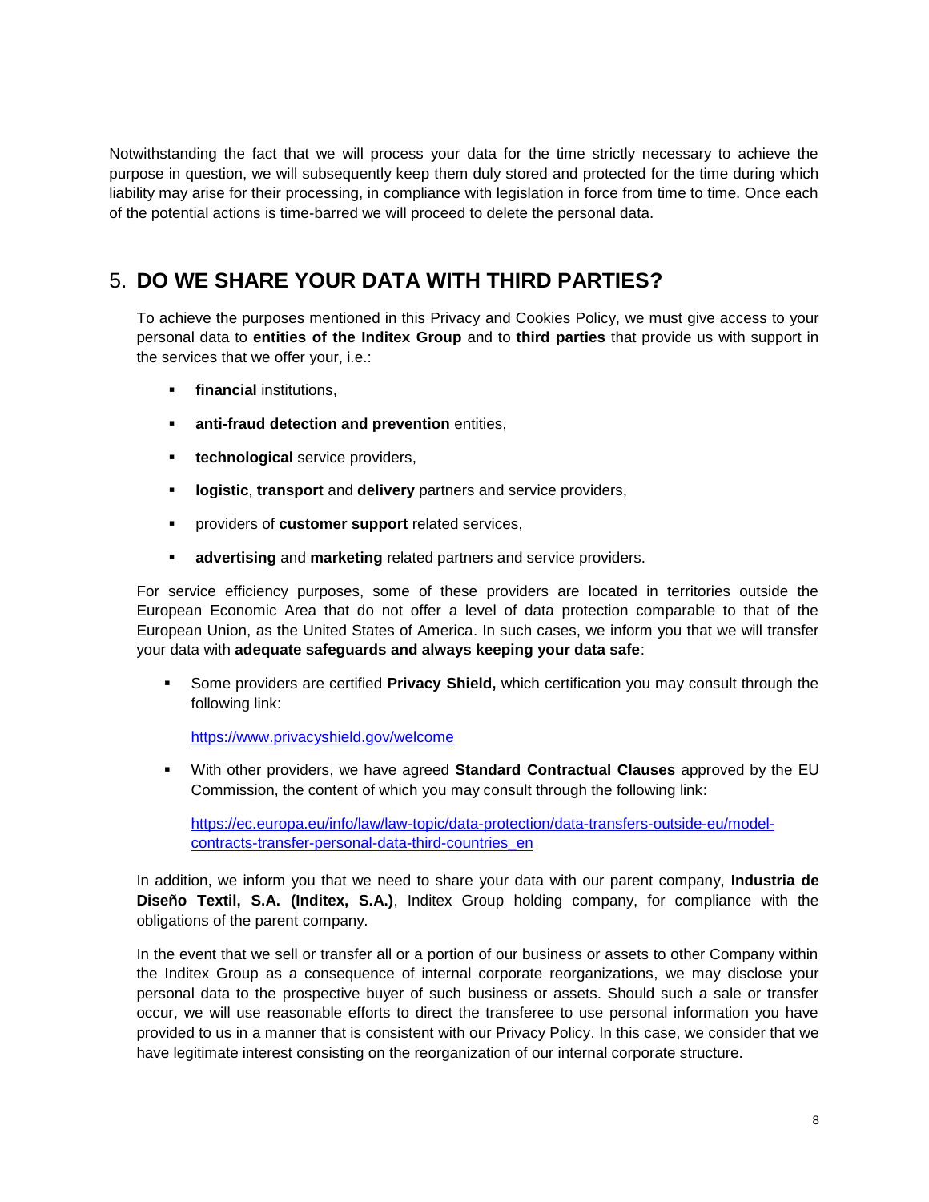Notwithstanding the fact that we will process your data for the time strictly necessary to achieve the purpose in question, we will subsequently keep them duly stored and protected for the time during which liability may arise for their processing, in compliance with legislation in force from time to time. Once each of the potential actions is time-barred we will proceed to delete the personal data.

## 5. DO WE SHARE YOUR DATA WITH THIRD PARTIES?

To achieve the purposes mentioned in this Privacy and Cookies Policy, we must give access to your personal data to **entities of the Inditex Group** and to **third parties** that provide us with support in the services that we offer your, i.e.:

- **financial** institutions,
- **anti-fraud detection and prevention** entities,
- **technological** service providers,
- **logistic**, **transport** and **delivery** partners and service providers,
- providers of **customer support** related services,
- **advertising** and **marketing** related partners and service providers.

For service efficiency purposes, some of these providers are located in territories outside the European Economic Area that do not offer a level of data protection comparable to that of the European Union, as the United States of America. In such cases, we inform you that we will transfer your data with **adequate safeguards and always keeping your data safe**:

- Some providers are certified **Privacy Shield,** which certification you may consult through the following link:

  https://www.privacyshield.gov/welcome

- With other providers, we have agreed **Standard Contractual Clauses** approved by the EU Commission, the content of which you may consult through the following link:

  https://ec.europa.eu/info/law/law-topic/data-protection/data-transfers-outside-eu/model-contracts-transfer-personal-data-third-countries_en

In addition, we inform you that we need to share your data with our parent company, **Industria de Diseño Textil, S.A. (Inditex, S.A.)**, Inditex Group holding company, for compliance with the obligations of the parent company.

In the event that we sell or transfer all or a portion of our business or assets to other Company within the Inditex Group as a consequence of internal corporate reorganizations, we may disclose your personal data to the prospective buyer of such business or assets. Should such a sale or transfer occur, we will use reasonable efforts to direct the transferee to use personal information you have provided to us in a manner that is consistent with our Privacy Policy. In this case, we consider that we have legitimate interest consisting on the reorganization of our internal corporate structure.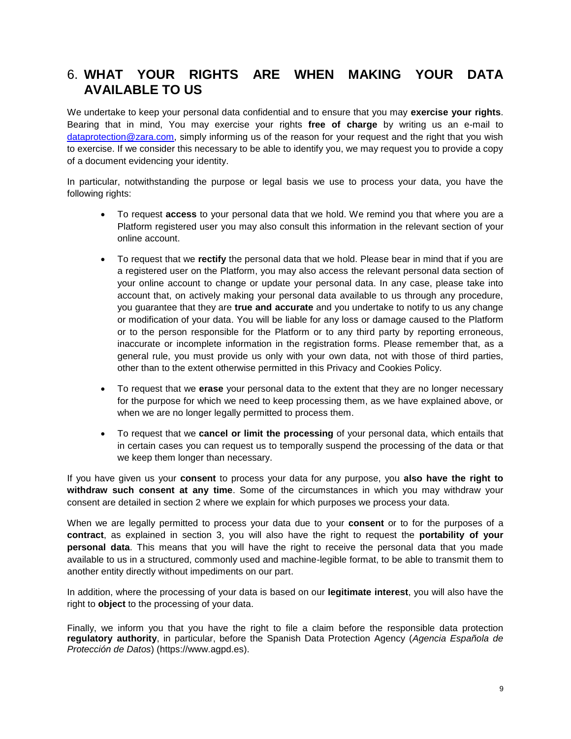## 6. WHAT YOUR RIGHTS ARE WHEN MAKING YOUR DATA AVAILABLE TO US

We undertake to keep your personal data confidential and to ensure that you may **exercise your rights**. Bearing that in mind, You may exercise your rights **free of charge** by writing us an e-mail to dataprotection@zara.com, simply informing us of the reason for your request and the right that you wish to exercise. If we consider this necessary to be able to identify you, we may request you to provide a copy of a document evidencing your identity.

In particular, notwithstanding the purpose or legal basis we use to process your data, you have the following rights:

- To request **access** to your personal data that we hold. We remind you that where you are a Platform registered user you may also consult this information in the relevant section of your online account.
- To request that we **rectify** the personal data that we hold. Please bear in mind that if you are a registered user on the Platform, you may also access the relevant personal data section of your online account to change or update your personal data. In any case, please take into account that, on actively making your personal data available to us through any procedure, you guarantee that they are **true and accurate** and you undertake to notify to us any change or modification of your data. You will be liable for any loss or damage caused to the Platform or to the person responsible for the Platform or to any third party by reporting erroneous, inaccurate or incomplete information in the registration forms. Please remember that, as a general rule, you must provide us only with your own data, not with those of third parties, other than to the extent otherwise permitted in this Privacy and Cookies Policy.
- To request that we **erase** your personal data to the extent that they are no longer necessary for the purpose for which we need to keep processing them, as we have explained above, or when we are no longer legally permitted to process them.
- To request that we **cancel or limit the processing** of your personal data, which entails that in certain cases you can request us to temporally suspend the processing of the data or that we keep them longer than necessary.

If you have given us your **consent** to process your data for any purpose, you **also have the right to withdraw such consent at any time**. Some of the circumstances in which you may withdraw your consent are detailed in section 2 where we explain for which purposes we process your data.

When we are legally permitted to process your data due to your **consent** or to for the purposes of a **contract**, as explained in section 3, you will also have the right to request the **portability of your personal data**. This means that you will have the right to receive the personal data that you made available to us in a structured, commonly used and machine-legible format, to be able to transmit them to another entity directly without impediments on our part.

In addition, where the processing of your data is based on our **legitimate interest**, you will also have the right to **object** to the processing of your data.

Finally, we inform you that you have the right to file a claim before the responsible data protection **regulatory authority**, in particular, before the Spanish Data Protection Agency (*Agencia Española de Protección de Datos*) (https://www.agpd.es).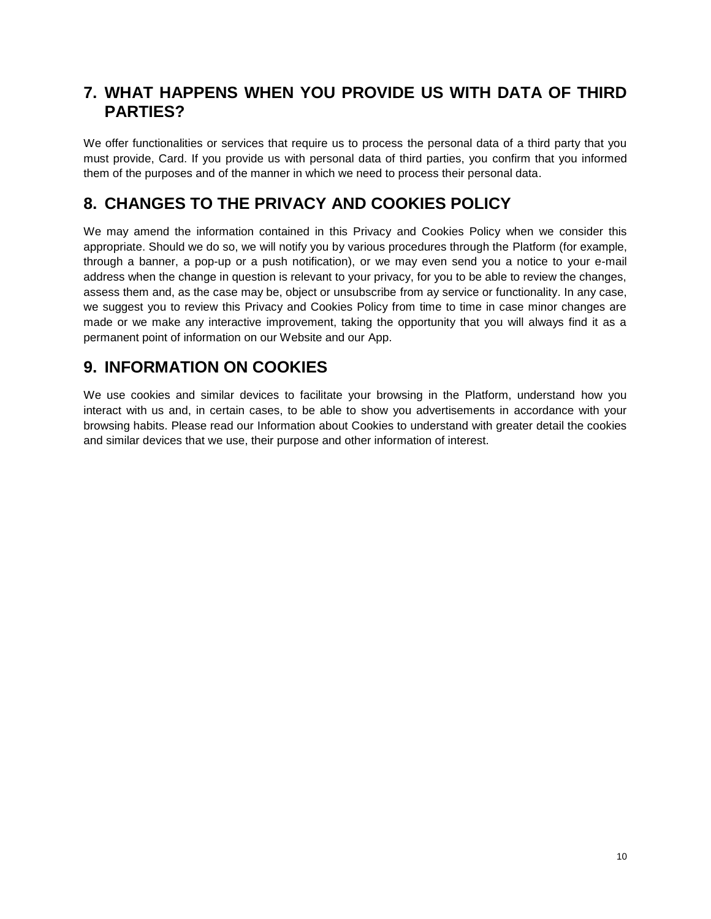## 7. WHAT HAPPENS WHEN YOU PROVIDE US WITH DATA OF THIRD PARTIES?

We offer functionalities or services that require us to process the personal data of a third party that you must provide, Card. If you provide us with personal data of third parties, you confirm that you informed them of the purposes and of the manner in which we need to process their personal data.

## 8. CHANGES TO THE PRIVACY AND COOKIES POLICY

We may amend the information contained in this Privacy and Cookies Policy when we consider this appropriate. Should we do so, we will notify you by various procedures through the Platform (for example, through a banner, a pop-up or a push notification), or we may even send you a notice to your e-mail address when the change in question is relevant to your privacy, for you to be able to review the changes, assess them and, as the case may be, object or unsubscribe from ay service or functionality. In any case, we suggest you to review this Privacy and Cookies Policy from time to time in case minor changes are made or we make any interactive improvement, taking the opportunity that you will always find it as a permanent point of information on our Website and our App.

## 9. INFORMATION ON COOKIES

We use cookies and similar devices to facilitate your browsing in the Platform, understand how you interact with us and, in certain cases, to be able to show you advertisements in accordance with your browsing habits. Please read our Information about Cookies to understand with greater detail the cookies and similar devices that we use, their purpose and other information of interest.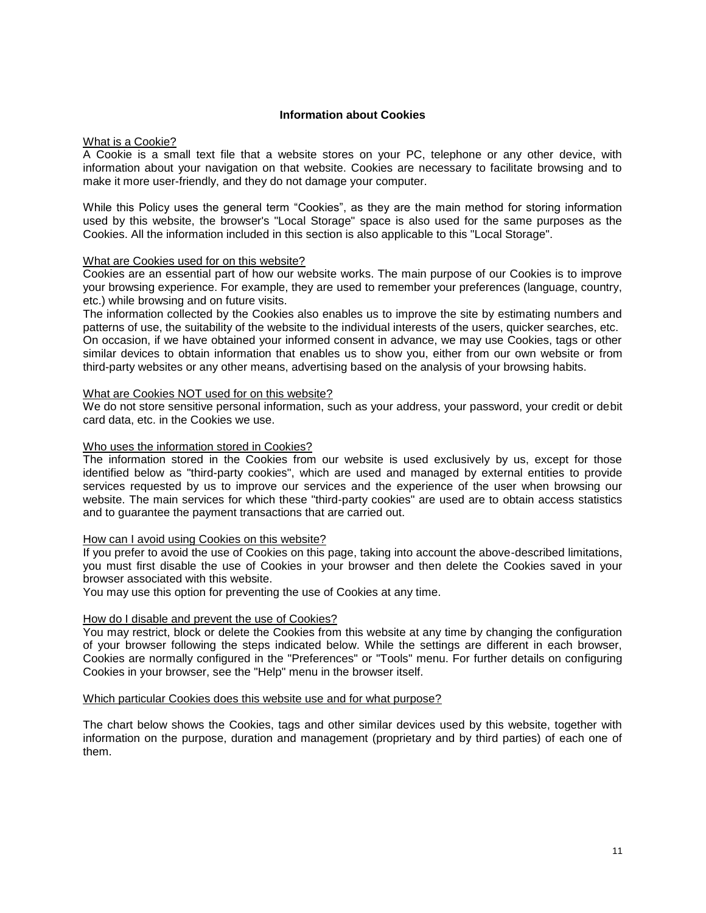## Information about Cookies

### What is a Cookie?

A Cookie is a small text file that a website stores on your PC, telephone or any other device, with information about your navigation on that website. Cookies are necessary to facilitate browsing and to make it more user-friendly, and they do not damage your computer.

While this Policy uses the general term "Cookies", as they are the main method for storing information used by this website, the browser's "Local Storage" space is also used for the same purposes as the Cookies. All the information included in this section is also applicable to this "Local Storage".

### What are Cookies used for on this website?

Cookies are an essential part of how our website works. The main purpose of our Cookies is to improve your browsing experience. For example, they are used to remember your preferences (language, country, etc.) while browsing and on future visits.

The information collected by the Cookies also enables us to improve the site by estimating numbers and patterns of use, the suitability of the website to the individual interests of the users, quicker searches, etc.

On occasion, if we have obtained your informed consent in advance, we may use Cookies, tags or other similar devices to obtain information that enables us to show you, either from our own website or from third-party websites or any other means, advertising based on the analysis of your browsing habits.

### What are Cookies NOT used for on this website?

We do not store sensitive personal information, such as your address, your password, your credit or debit card data, etc. in the Cookies we use.

### Who uses the information stored in Cookies?

The information stored in the Cookies from our website is used exclusively by us, except for those identified below as "third-party cookies", which are used and managed by external entities to provide services requested by us to improve our services and the experience of the user when browsing our website. The main services for which these "third-party cookies" are used are to obtain access statistics and to guarantee the payment transactions that are carried out.

### How can I avoid using Cookies on this website?

If you prefer to avoid the use of Cookies on this page, taking into account the above-described limitations, you must first disable the use of Cookies in your browser and then delete the Cookies saved in your browser associated with this website.

You may use this option for preventing the use of Cookies at any time.

### How do I disable and prevent the use of Cookies?

You may restrict, block or delete the Cookies from this website at any time by changing the configuration of your browser following the steps indicated below. While the settings are different in each browser, Cookies are normally configured in the "Preferences" or "Tools" menu. For further details on configuring Cookies in your browser, see the "Help" menu in the browser itself.

### Which particular Cookies does this website use and for what purpose?

The chart below shows the Cookies, tags and other similar devices used by this website, together with information on the purpose, duration and management (proprietary and by third parties) of each one of them.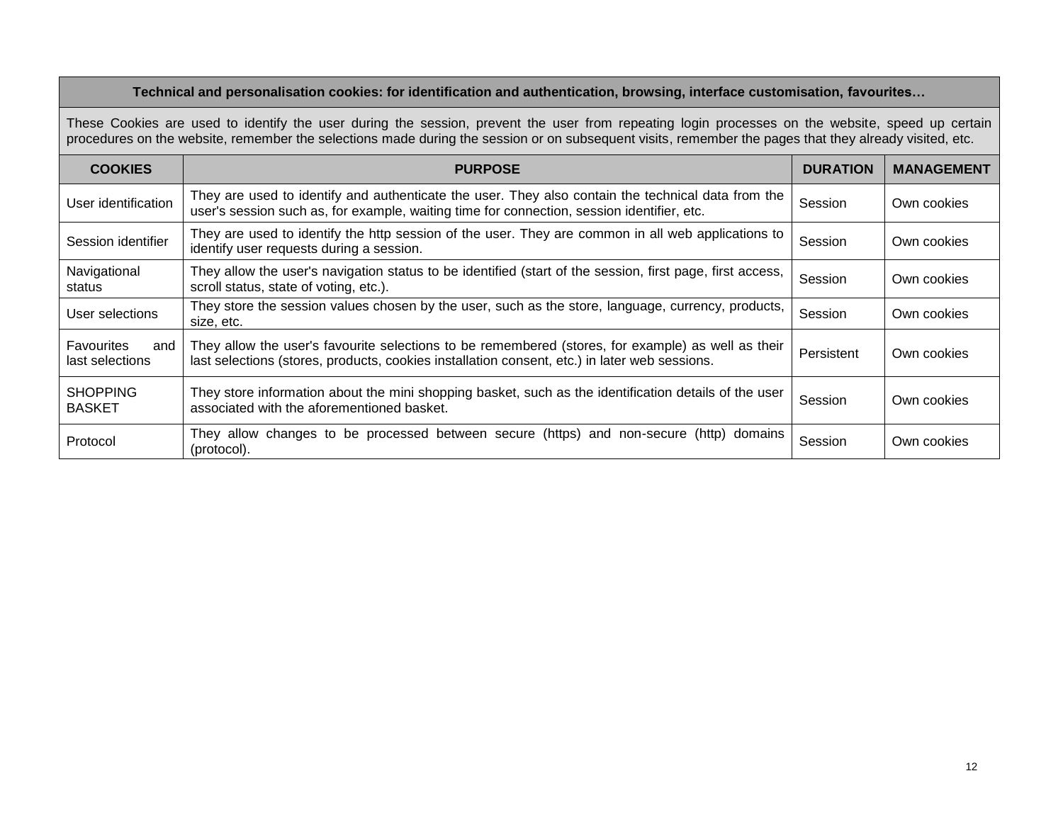| Technical and personalisation cookies: for identification and authentication, browsing, interface customisation, favourites… | | | |
|---|---|---|---|
| These Cookies are used to identify the user during the session, prevent the user from repeating login processes on the website, speed up certain procedures on the website, remember the selections made during the session or on subsequent visits, remember the pages that they already visited, etc. | | | |
| **COOKIES** | **PURPOSE** | **DURATION** | **MANAGEMENT** |
| User identification | They are used to identify and authenticate the user. They also contain the technical data from the user's session such as, for example, waiting time for connection, session identifier, etc. | Session | Own cookies |
| Session identifier | They are used to identify the http session of the user. They are common in all web applications to identify user requests during a session. | Session | Own cookies |
| Navigational status | They allow the user's navigation status to be identified (start of the session, first page, first access, scroll status, state of voting, etc.). | Session | Own cookies |
| User selections | They store the session values chosen by the user, such as the store, language, currency, products, size, etc. | Session | Own cookies |
| Favourites and last selections | They allow the user's favourite selections to be remembered (stores, for example) as well as their last selections (stores, products, cookies installation consent, etc.) in later web sessions. | Persistent | Own cookies |
| SHOPPING BASKET | They store information about the mini shopping basket, such as the identification details of the user associated with the aforementioned basket. | Session | Own cookies |
| Protocol | They allow changes to be processed between secure (https) and non-secure (http) domains (protocol). | Session | Own cookies |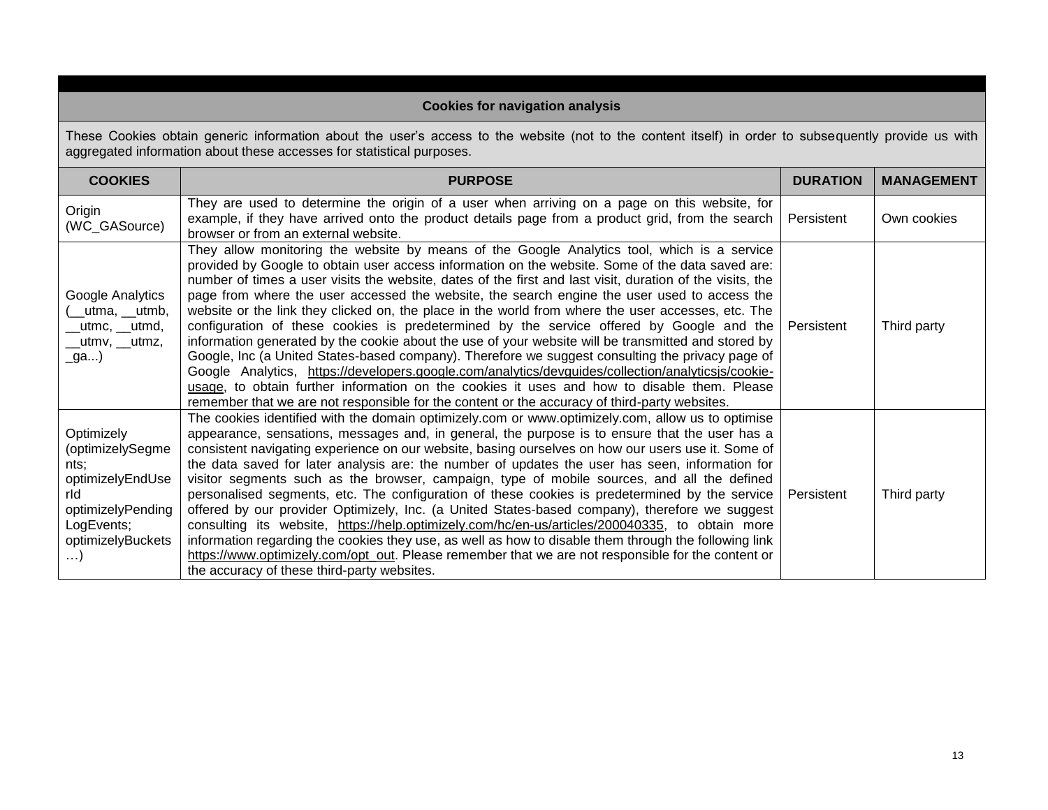**Cookies for navigation analysis**

These Cookies obtain generic information about the user's access to the website (not to the content itself) in order to subsequently provide us with aggregated information about these accesses for statistical purposes.

| COOKIES | PURPOSE | DURATION | MANAGEMENT |
|---|---|---|---|
| Origin (WC_GASource) | They are used to determine the origin of a user when arriving on a page on this website, for example, if they have arrived onto the product details page from a product grid, from the search browser or from an external website. | Persistent | Own cookies |
| Google Analytics (__utma, __utmb, __utmc, __utmd, __utmv, __utmz, _ga...) | They allow monitoring the website by means of the Google Analytics tool, which is a service provided by Google to obtain user access information on the website. Some of the data saved are: number of times a user visits the website, dates of the first and last visit, duration of the visits, the page from where the user accessed the website, the search engine the user used to access the website or the link they clicked on, the place in the world from where the user accesses, etc. The configuration of these cookies is predetermined by the service offered by Google and the information generated by the cookie about the use of your website will be transmitted and stored by Google, Inc (a United States-based company). Therefore we suggest consulting the privacy page of Google Analytics, https://developers.google.com/analytics/devguides/collection/analyticsjs/cookie-usage, to obtain further information on the cookies it uses and how to disable them. Please remember that we are not responsible for the content or the accuracy of third-party websites. | Persistent | Third party |
| Optimizely (optimizelySegments; optimizelyEndUserId optimizelyPendingLogEvents; optimizelyBuckets …) | The cookies identified with the domain optimizely.com or www.optimizely.com, allow us to optimise appearance, sensations, messages and, in general, the purpose is to ensure that the user has a consistent navigating experience on our website, basing ourselves on how our users use it. Some of the data saved for later analysis are: the number of updates the user has seen, information for visitor segments such as the browser, campaign, type of mobile sources, and all the defined personalised segments, etc. The configuration of these cookies is predetermined by the service offered by our provider Optimizely, Inc. (a United States-based company), therefore we suggest consulting its website, https://help.optimizely.com/hc/en-us/articles/200040335, to obtain more information regarding the cookies they use, as well as how to disable them through the following link https://www.optimizely.com/opt_out. Please remember that we are not responsible for the content or the accuracy of these third-party websites. | Persistent | Third party |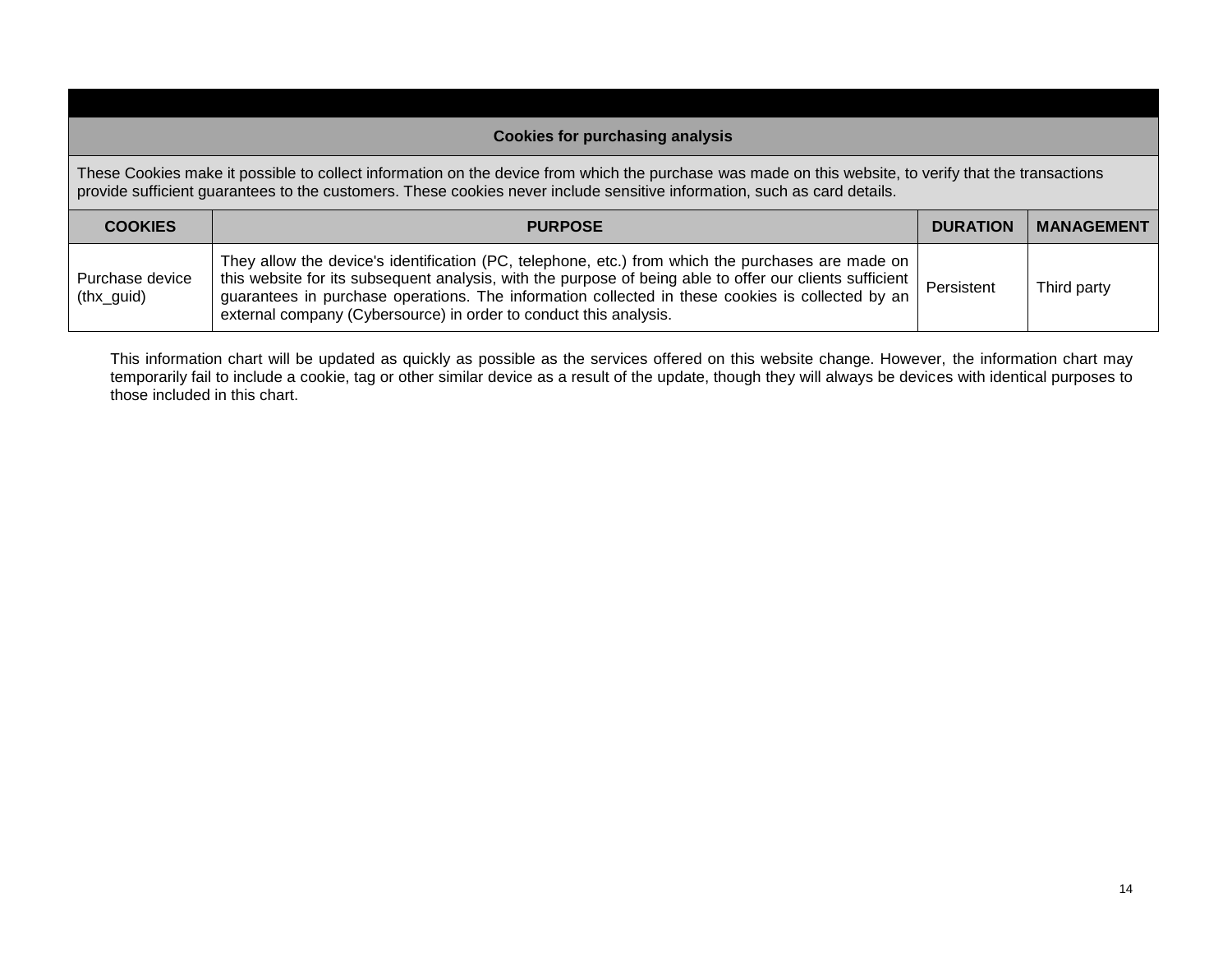| | | | |
|---|---|---|---|
| **Cookies for purchasing analysis** | | | |
| These Cookies make it possible to collect information on the device from which the purchase was made on this website, to verify that the transactions provide sufficient guarantees to the customers. These cookies never include sensitive information, such as card details. | | | |
| **COOKIES** | **PURPOSE** | **DURATION** | **MANAGEMENT** |
| Purchase device (thx_guid) | They allow the device's identification (PC, telephone, etc.) from which the purchases are made on this website for its subsequent analysis, with the purpose of being able to offer our clients sufficient guarantees in purchase operations. The information collected in these cookies is collected by an external company (Cybersource) in order to conduct this analysis. | Persistent | Third party |

This information chart will be updated as quickly as possible as the services offered on this website change. However, the information chart may temporarily fail to include a cookie, tag or other similar device as a result of the update, though they will always be devices with identical purposes to those included in this chart.